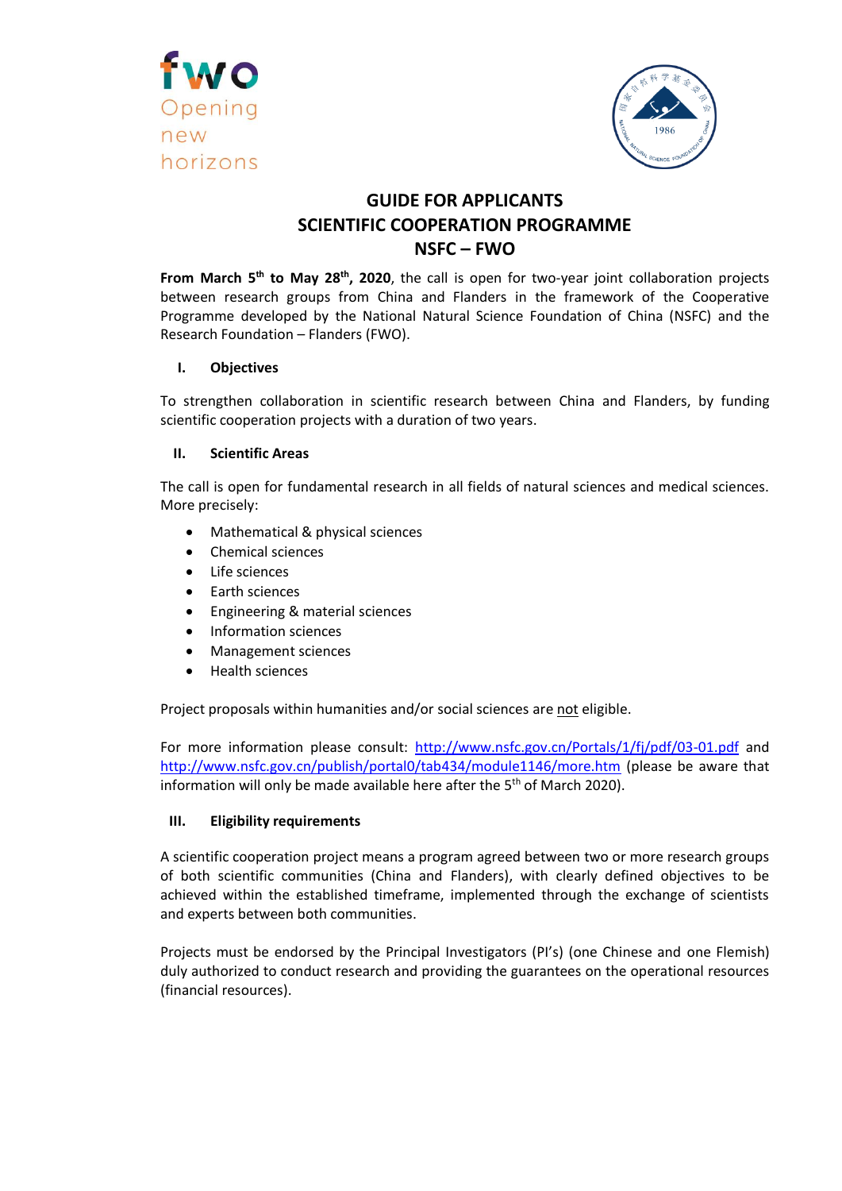# GUIDE FOR APPLICANTS
# SCIENTIFIC COOPERATION PROGRAMME
# NSFC – FWO

**From March 5th to May 28th, 2020**, the call is open for two-year joint collaboration projects between research groups from China and Flanders in the framework of the Cooperative Programme developed by the National Natural Science Foundation of China (NSFC) and the Research Foundation – Flanders (FWO).

## I. Objectives

To strengthen collaboration in scientific research between China and Flanders, by funding scientific cooperation projects with a duration of two years.

## II. Scientific Areas

The call is open for fundamental research in all fields of natural sciences and medical sciences. More precisely:

- Mathematical & physical sciences
- Chemical sciences
- Life sciences
- Earth sciences
- Engineering & material sciences
- Information sciences
- Management sciences
- Health sciences

Project proposals within humanities and/or social sciences are not eligible.

For more information please consult: http://www.nsfc.gov.cn/Portals/1/fj/pdf/03-01.pdf and http://www.nsfc.gov.cn/publish/portal0/tab434/module1146/more.htm (please be aware that information will only be made available here after the 5th of March 2020).

## III. Eligibility requirements

A scientific cooperation project means a program agreed between two or more research groups of both scientific communities (China and Flanders), with clearly defined objectives to be achieved within the established timeframe, implemented through the exchange of scientists and experts between both communities.

Projects must be endorsed by the Principal Investigators (PI's) (one Chinese and one Flemish) duly authorized to conduct research and providing the guarantees on the operational resources (financial resources).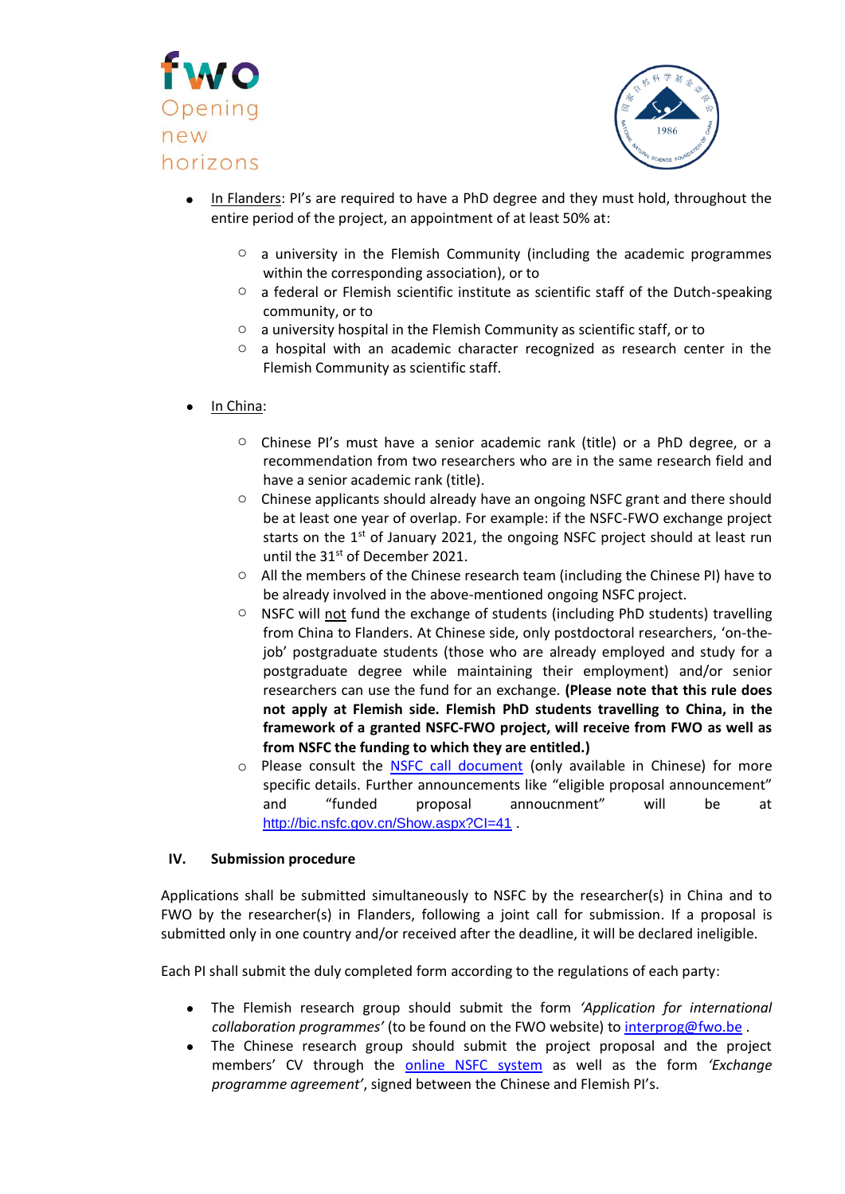- In Flanders: PI's are required to have a PhD degree and they must hold, throughout the entire period of the project, an appointment of at least 50% at:
    - a university in the Flemish Community (including the academic programmes within the corresponding association), or to
    - a federal or Flemish scientific institute as scientific staff of the Dutch-speaking community, or to
    - a university hospital in the Flemish Community as scientific staff, or to
    - a hospital with an academic character recognized as research center in the Flemish Community as scientific staff.

- In China:
    - Chinese PI's must have a senior academic rank (title) or a PhD degree, or a recommendation from two researchers who are in the same research field and have a senior academic rank (title).
    - Chinese applicants should already have an ongoing NSFC grant and there should be at least one year of overlap. For example: if the NSFC-FWO exchange project starts on the 1st of January 2021, the ongoing NSFC project should at least run until the 31st of December 2021.
    - All the members of the Chinese research team (including the Chinese PI) have to be already involved in the above-mentioned ongoing NSFC project.
    - NSFC will not fund the exchange of students (including PhD students) travelling from China to Flanders. At Chinese side, only postdoctoral researchers, 'on-the-job' postgraduate students (those who are already employed and study for a postgraduate degree while maintaining their employment) and/or senior researchers can use the fund for an exchange. **(Please note that this rule does not apply at Flemish side. Flemish PhD students travelling to China, in the framework of a granted NSFC-FWO project, will receive from FWO as well as from NSFC the funding to which they are entitled.)**
    - Please consult the NSFC call document (only available in Chinese) for more specific details. Further announcements like "eligible proposal announcement" and "funded proposal annoucnment" will be at http://bic.nsfc.gov.cn/Show.aspx?CI=41 .

## IV. Submission procedure

Applications shall be submitted simultaneously to NSFC by the researcher(s) in China and to FWO by the researcher(s) in Flanders, following a joint call for submission. If a proposal is submitted only in one country and/or received after the deadline, it will be declared ineligible.

Each PI shall submit the duly completed form according to the regulations of each party:

- The Flemish research group should submit the form *'Application for international collaboration programmes'* (to be found on the FWO website) to interprog@fwo.be .
- The Chinese research group should submit the project proposal and the project members' CV through the online NSFC system as well as the form *'Exchange programme agreement'*, signed between the Chinese and Flemish PI's.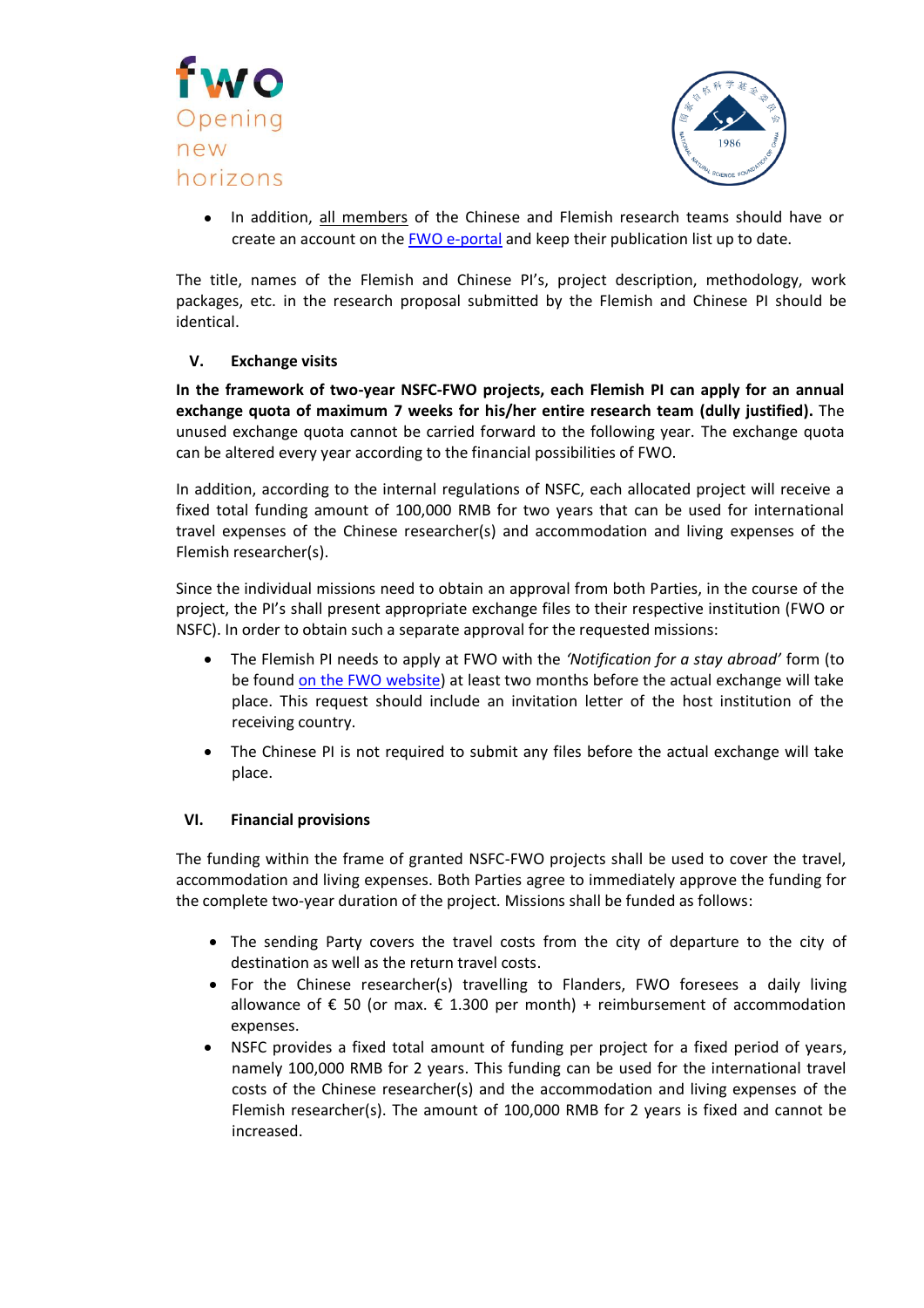- In addition, all members of the Chinese and Flemish research teams should have or create an account on the FWO e-portal and keep their publication list up to date.

The title, names of the Flemish and Chinese PI's, project description, methodology, work packages, etc. in the research proposal submitted by the Flemish and Chinese PI should be identical.

## V. Exchange visits

**In the framework of two-year NSFC-FWO projects, each Flemish PI can apply for an annual exchange quota of maximum 7 weeks for his/her entire research team (dully justified).** The unused exchange quota cannot be carried forward to the following year. The exchange quota can be altered every year according to the financial possibilities of FWO.

In addition, according to the internal regulations of NSFC, each allocated project will receive a fixed total funding amount of 100,000 RMB for two years that can be used for international travel expenses of the Chinese researcher(s) and accommodation and living expenses of the Flemish researcher(s).

Since the individual missions need to obtain an approval from both Parties, in the course of the project, the PI's shall present appropriate exchange files to their respective institution (FWO or NSFC). In order to obtain such a separate approval for the requested missions:

- The Flemish PI needs to apply at FWO with the *'Notification for a stay abroad'* form (to be found on the FWO website) at least two months before the actual exchange will take place. This request should include an invitation letter of the host institution of the receiving country.
- The Chinese PI is not required to submit any files before the actual exchange will take place.

## VI. Financial provisions

The funding within the frame of granted NSFC-FWO projects shall be used to cover the travel, accommodation and living expenses. Both Parties agree to immediately approve the funding for the complete two-year duration of the project. Missions shall be funded as follows:

- The sending Party covers the travel costs from the city of departure to the city of destination as well as the return travel costs.
- For the Chinese researcher(s) travelling to Flanders, FWO foresees a daily living allowance of € 50 (or max. € 1.300 per month) + reimbursement of accommodation expenses.
- NSFC provides a fixed total amount of funding per project for a fixed period of years, namely 100,000 RMB for 2 years. This funding can be used for the international travel costs of the Chinese researcher(s) and the accommodation and living expenses of the Flemish researcher(s). The amount of 100,000 RMB for 2 years is fixed and cannot be increased.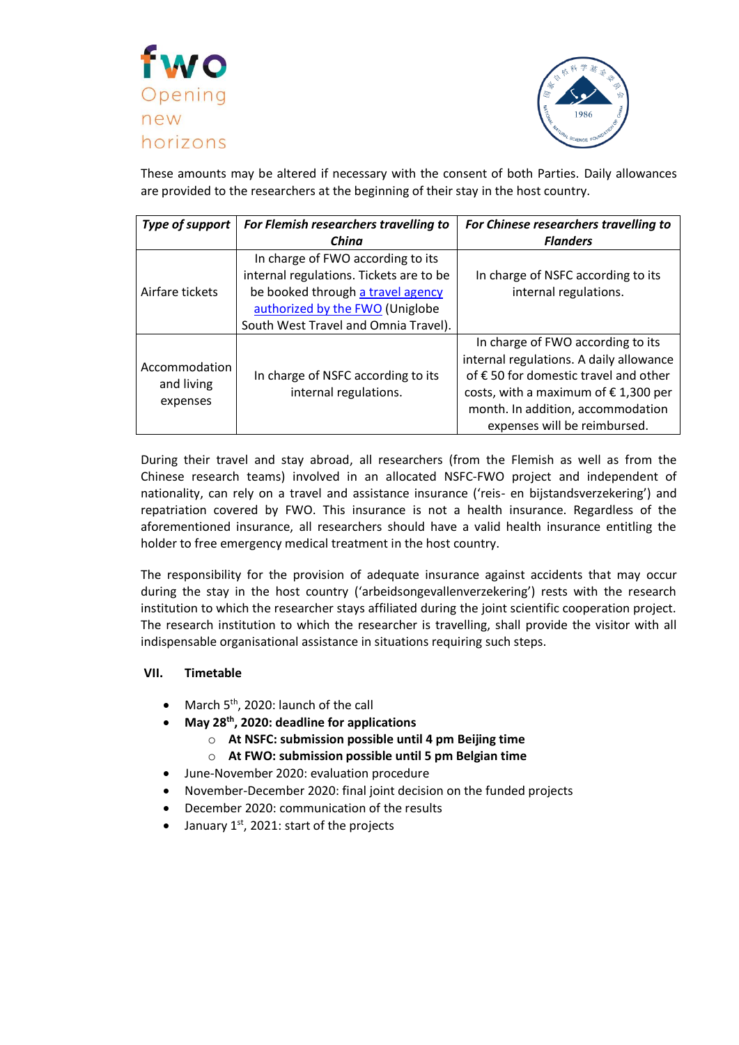These amounts may be altered if necessary with the consent of both Parties. Daily allowances are provided to the researchers at the beginning of their stay in the host country.

| ***Type of support*** | ***For Flemish researchers travelling to China*** | ***For Chinese researchers travelling to Flanders*** |
|---|---|---|
| Airfare tickets | In charge of FWO according to its internal regulations. Tickets are to be be booked through a travel agency authorized by the FWO (Uniglobe South West Travel and Omnia Travel). | In charge of NSFC according to its internal regulations. |
| Accommodation and living expenses | In charge of NSFC according to its internal regulations. | In charge of FWO according to its internal regulations. A daily allowance of € 50 for domestic travel and other costs, with a maximum of € 1,300 per month. In addition, accommodation expenses will be reimbursed. |

During their travel and stay abroad, all researchers (from the Flemish as well as from the Chinese research teams) involved in an allocated NSFC-FWO project and independent of nationality, can rely on a travel and assistance insurance ('reis- en bijstandsverzekering') and repatriation covered by FWO. This insurance is not a health insurance. Regardless of the aforementioned insurance, all researchers should have a valid health insurance entitling the holder to free emergency medical treatment in the host country.

The responsibility for the provision of adequate insurance against accidents that may occur during the stay in the host country ('arbeidsongevallenverzekering') rests with the research institution to which the researcher stays affiliated during the joint scientific cooperation project. The research institution to which the researcher is travelling, shall provide the visitor with all indispensable organisational assistance in situations requiring such steps.

## VII. Timetable

- March 5th, 2020: launch of the call
- **May 28th, 2020: deadline for applications**
  - **At NSFC: submission possible until 4 pm Beijing time**
  - **At FWO: submission possible until 5 pm Belgian time**
- June-November 2020: evaluation procedure
- November-December 2020: final joint decision on the funded projects
- December 2020: communication of the results
- January 1st, 2021: start of the projects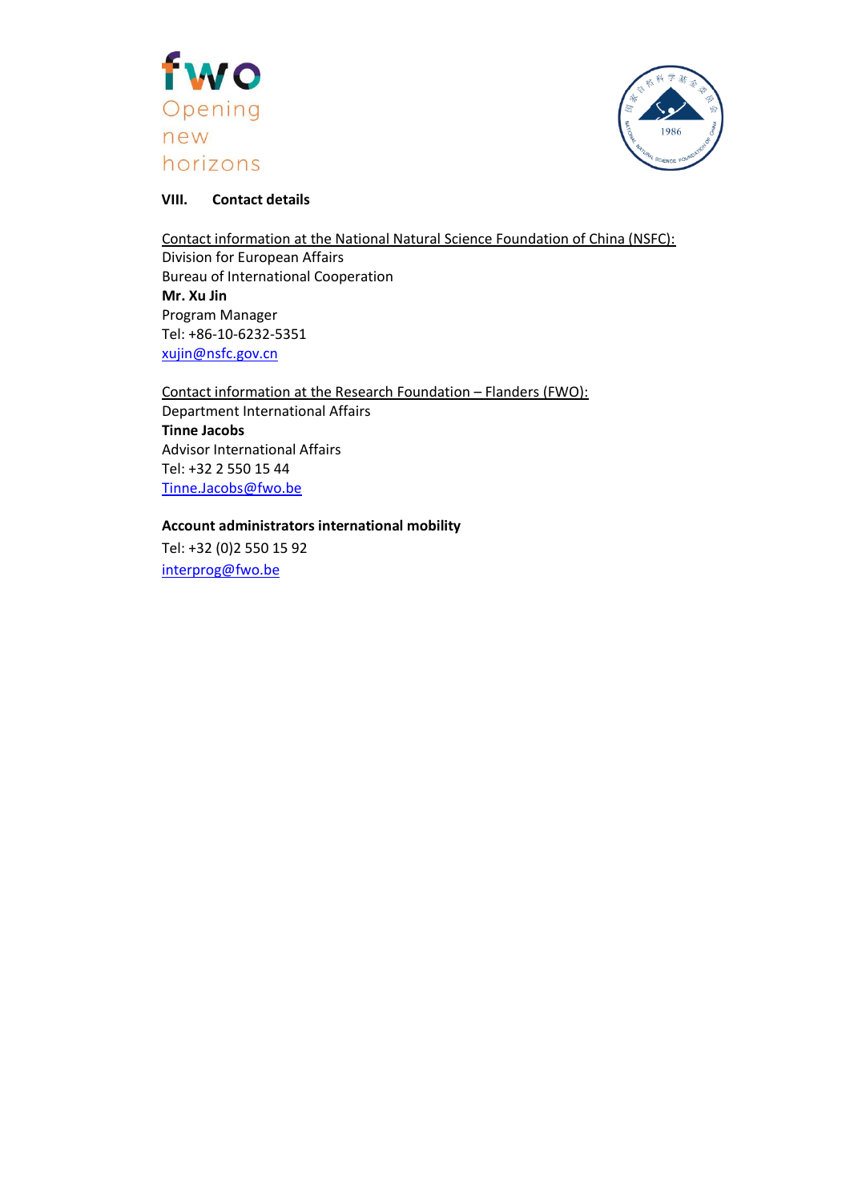## VIII. Contact details

Contact information at the National Natural Science Foundation of China (NSFC):
Division for European Affairs
Bureau of International Cooperation
**Mr. Xu Jin**
Program Manager
Tel: +86-10-6232-5351
xujin@nsfc.gov.cn

Contact information at the Research Foundation – Flanders (FWO):
Department International Affairs
**Tinne Jacobs**
Advisor International Affairs
Tel: +32 2 550 15 44
Tinne.Jacobs@fwo.be

**Account administrators international mobility**
Tel: +32 (0)2 550 15 92
interprog@fwo.be